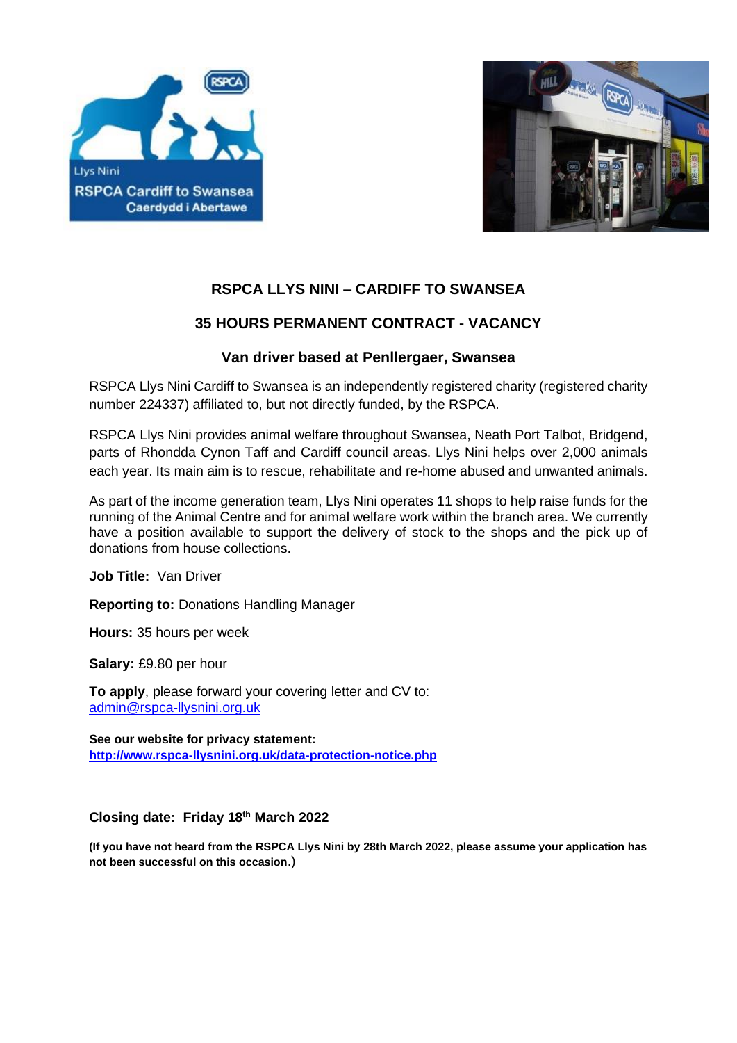## RSPCA LLYS NINI – CARDIFF TO SWANSEA

## 35 HOURS PERMANENT CONTRACT - VACANCY

### Van driver based at Penllergaer, Swansea

RSPCA Llys Nini Cardiff to Swansea is an independently registered charity (registered charity number 224337) affiliated to, but not directly funded, by the RSPCA.

RSPCA Llys Nini provides animal welfare throughout Swansea, Neath Port Talbot, Bridgend, parts of Rhondda Cynon Taff and Cardiff council areas. Llys Nini helps over 2,000 animals each year. Its main aim is to rescue, rehabilitate and re-home abused and unwanted animals.

As part of the income generation team, Llys Nini operates 11 shops to help raise funds for the running of the Animal Centre and for animal welfare work within the branch area. We currently have a position available to support the delivery of stock to the shops and the pick up of donations from house collections.

**Job Title:** Van Driver

**Reporting to:** Donations Handling Manager

**Hours:** 35 hours per week

**Salary:** £9.80 per hour

**To apply**, please forward your covering letter and CV to:
admin@rspca-llysnini.org.uk

**See our website for privacy statement:**
**http://www.rspca-llysnini.org.uk/data-protection-notice.php**

**Closing date: Friday 18th March 2022**

**(If you have not heard from the RSPCA Llys Nini by 28th March 2022, please assume your application has not been successful on this occasion.)**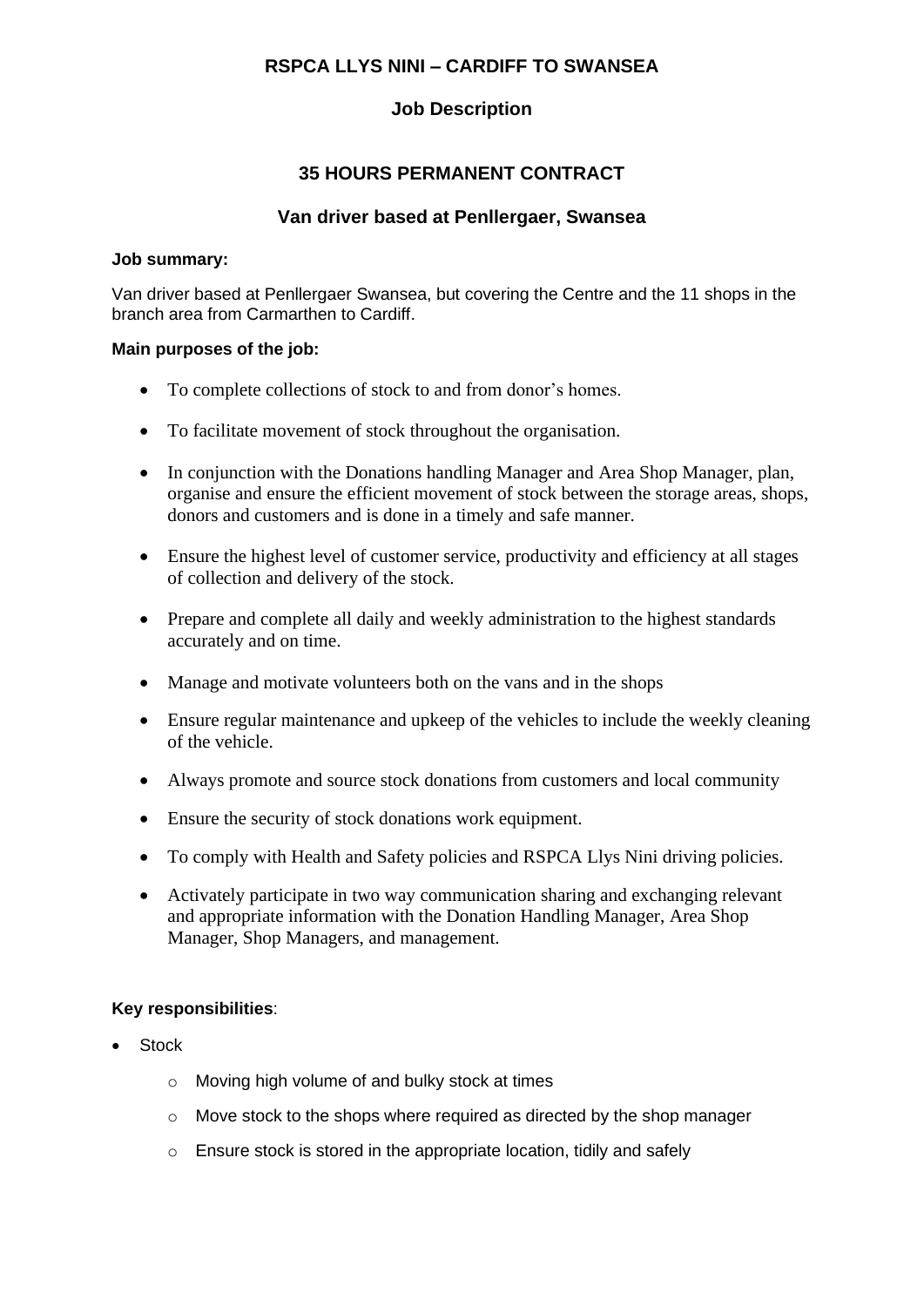**RSPCA LLYS NINI – CARDIFF TO SWANSEA**

**Job Description**

**35 HOURS PERMANENT CONTRACT**

**Van driver based at Penllergaer, Swansea**

**Job summary:**

Van driver based at Penllergaer Swansea, but covering the Centre and the 11 shops in the branch area from Carmarthen to Cardiff.

**Main purposes of the job:**

- To complete collections of stock to and from donor's homes.
- To facilitate movement of stock throughout the organisation.
- In conjunction with the Donations handling Manager and Area Shop Manager, plan, organise and ensure the efficient movement of stock between the storage areas, shops, donors and customers and is done in a timely and safe manner.
- Ensure the highest level of customer service, productivity and efficiency at all stages of collection and delivery of the stock.
- Prepare and complete all daily and weekly administration to the highest standards accurately and on time.
- Manage and motivate volunteers both on the vans and in the shops
- Ensure regular maintenance and upkeep of the vehicles to include the weekly cleaning of the vehicle.
- Always promote and source stock donations from customers and local community
- Ensure the security of stock donations work equipment.
- To comply with Health and Safety policies and RSPCA Llys Nini driving policies.
- Activately participate in two way communication sharing and exchanging relevant and appropriate information with the Donation Handling Manager, Area Shop Manager, Shop Managers, and management.

**Key responsibilities**:

- Stock
  - Moving high volume of and bulky stock at times
  - Move stock to the shops where required as directed by the shop manager
  - Ensure stock is stored in the appropriate location, tidily and safely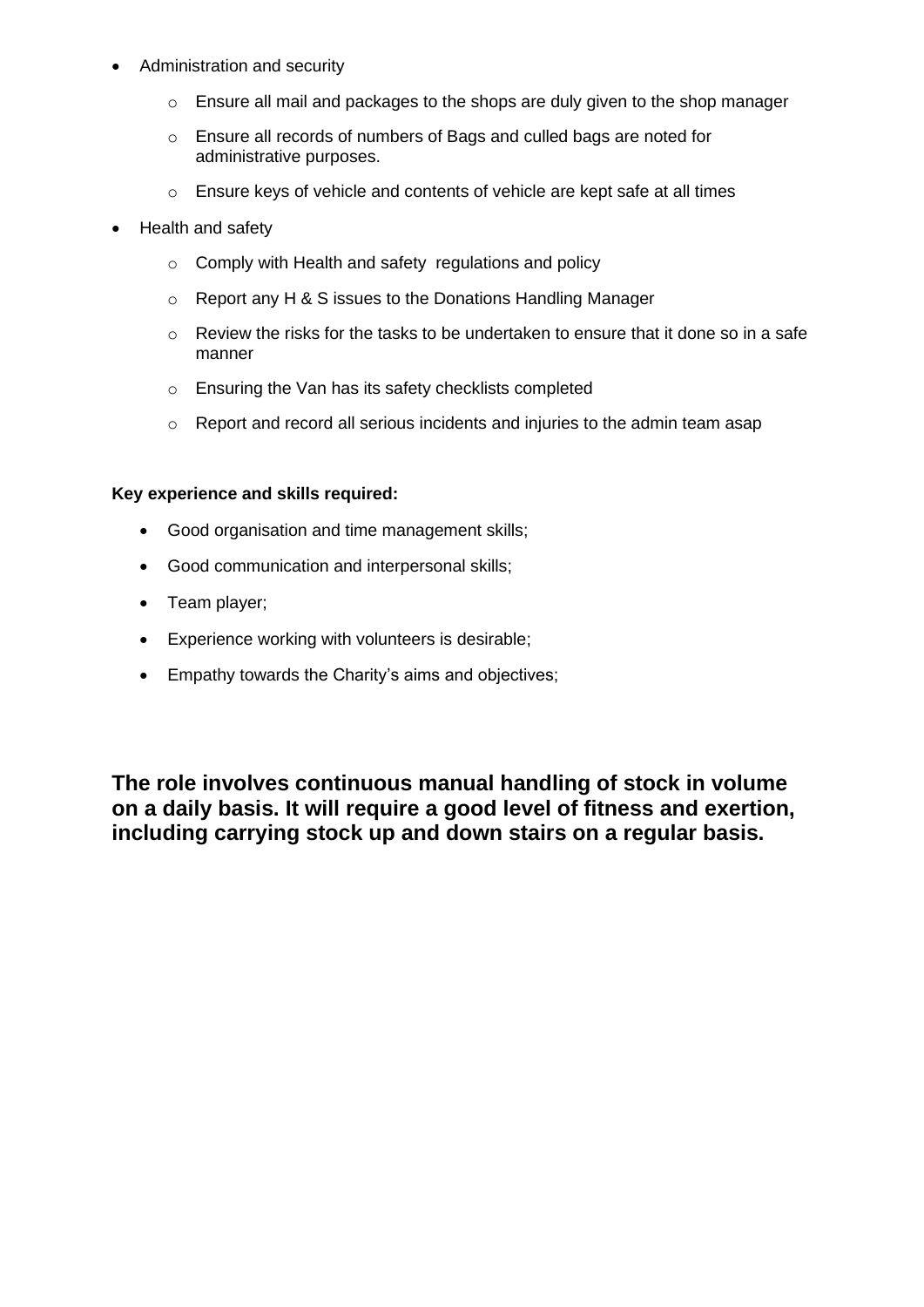- Administration and security
  - Ensure all mail and packages to the shops are duly given to the shop manager
  - Ensure all records of numbers of Bags and culled bags are noted for administrative purposes.
  - Ensure keys of vehicle and contents of vehicle are kept safe at all times
- Health and safety
  - Comply with Health and safety regulations and policy
  - Report any H & S issues to the Donations Handling Manager
  - Review the risks for the tasks to be undertaken to ensure that it done so in a safe manner
  - Ensuring the Van has its safety checklists completed
  - Report and record all serious incidents and injuries to the admin team asap

**Key experience and skills required:**

- Good organisation and time management skills;
- Good communication and interpersonal skills;
- Team player;
- Experience working with volunteers is desirable;
- Empathy towards the Charity's aims and objectives;

**The role involves continuous manual handling of stock in volume on a daily basis. It will require a good level of fitness and exertion, including carrying stock up and down stairs on a regular basis.**